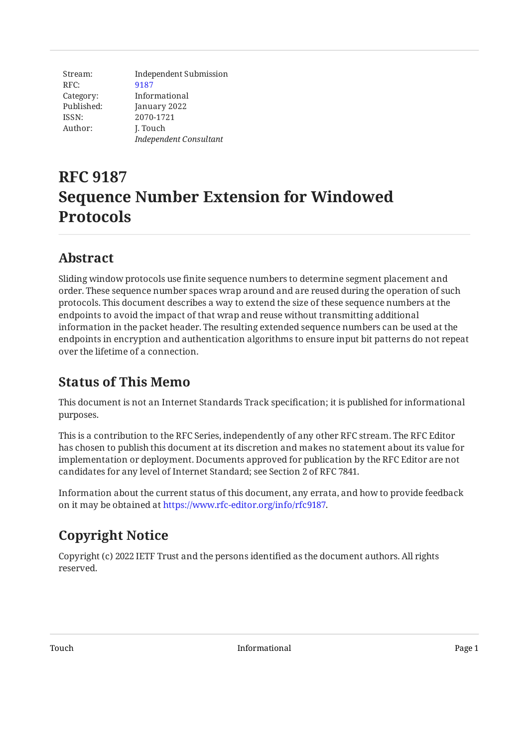Stream: Independent Submission
RFC: 9187
Category: Informational
Published: January 2022
ISSN: 2070-1721
Author: J. Touch
*Independent Consultant*

# RFC 9187
# Sequence Number Extension for Windowed Protocols

## Abstract

Sliding window protocols use finite sequence numbers to determine segment placement and order. These sequence number spaces wrap around and are reused during the operation of such protocols. This document describes a way to extend the size of these sequence numbers at the endpoints to avoid the impact of that wrap and reuse without transmitting additional information in the packet header. The resulting extended sequence numbers can be used at the endpoints in encryption and authentication algorithms to ensure input bit patterns do not repeat over the lifetime of a connection.

## Status of This Memo

This document is not an Internet Standards Track specification; it is published for informational purposes.

This is a contribution to the RFC Series, independently of any other RFC stream. The RFC Editor has chosen to publish this document at its discretion and makes no statement about its value for implementation or deployment. Documents approved for publication by the RFC Editor are not candidates for any level of Internet Standard; see Section 2 of RFC 7841.

Information about the current status of this document, any errata, and how to provide feedback on it may be obtained at https://www.rfc-editor.org/info/rfc9187.

## Copyright Notice

Copyright (c) 2022 IETF Trust and the persons identified as the document authors. All rights reserved.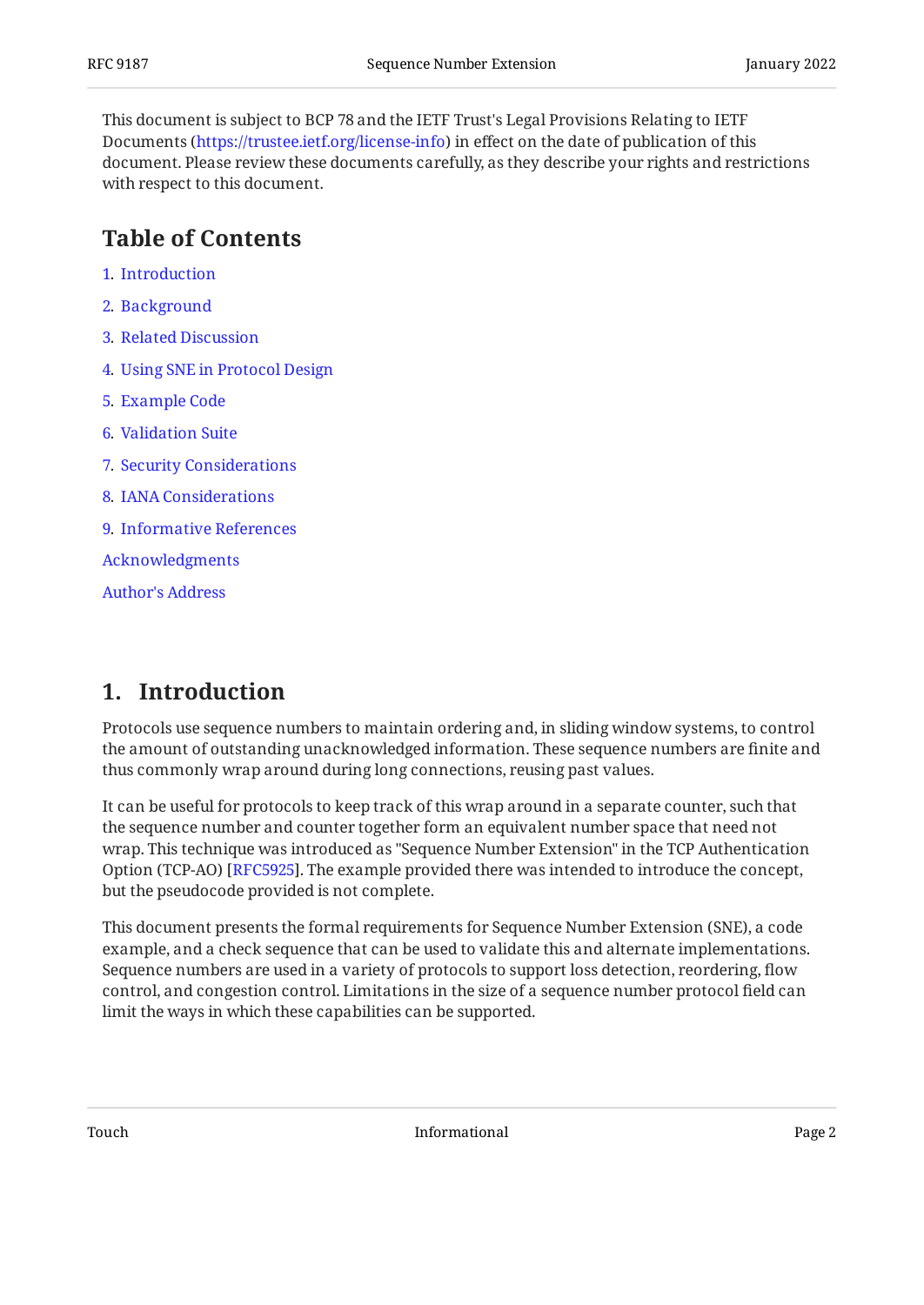This document is subject to BCP 78 and the IETF Trust's Legal Provisions Relating to IETF Documents (https://trustee.ietf.org/license-info) in effect on the date of publication of this document. Please review these documents carefully, as they describe your rights and restrictions with respect to this document.

## Table of Contents

1. Introduction
2. Background
3. Related Discussion
4. Using SNE in Protocol Design
5. Example Code
6. Validation Suite
7. Security Considerations
8. IANA Considerations
9. Informative References

Acknowledgments

Author's Address

## 1. Introduction

Protocols use sequence numbers to maintain ordering and, in sliding window systems, to control the amount of outstanding unacknowledged information. These sequence numbers are finite and thus commonly wrap around during long connections, reusing past values.

It can be useful for protocols to keep track of this wrap around in a separate counter, such that the sequence number and counter together form an equivalent number space that need not wrap. This technique was introduced as "Sequence Number Extension" in the TCP Authentication Option (TCP-AO) [RFC5925]. The example provided there was intended to introduce the concept, but the pseudocode provided is not complete.

This document presents the formal requirements for Sequence Number Extension (SNE), a code example, and a check sequence that can be used to validate this and alternate implementations. Sequence numbers are used in a variety of protocols to support loss detection, reordering, flow control, and congestion control. Limitations in the size of a sequence number protocol field can limit the ways in which these capabilities can be supported.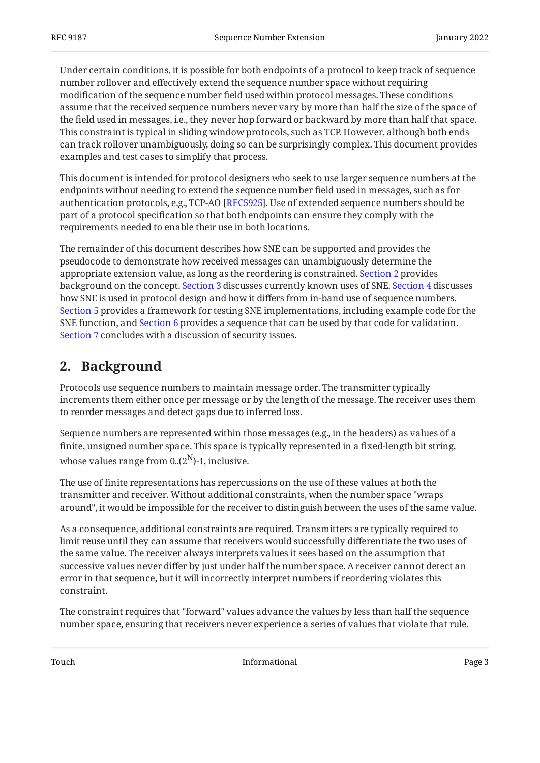Under certain conditions, it is possible for both endpoints of a protocol to keep track of sequence number rollover and effectively extend the sequence number space without requiring modification of the sequence number field used within protocol messages. These conditions assume that the received sequence numbers never vary by more than half the size of the space of the field used in messages, i.e., they never hop forward or backward by more than half that space. This constraint is typical in sliding window protocols, such as TCP. However, although both ends can track rollover unambiguously, doing so can be surprisingly complex. This document provides examples and test cases to simplify that process.

This document is intended for protocol designers who seek to use larger sequence numbers at the endpoints without needing to extend the sequence number field used in messages, such as for authentication protocols, e.g., TCP-AO [RFC5925]. Use of extended sequence numbers should be part of a protocol specification so that both endpoints can ensure they comply with the requirements needed to enable their use in both locations.

The remainder of this document describes how SNE can be supported and provides the pseudocode to demonstrate how received messages can unambiguously determine the appropriate extension value, as long as the reordering is constrained. Section 2 provides background on the concept. Section 3 discusses currently known uses of SNE. Section 4 discusses how SNE is used in protocol design and how it differs from in-band use of sequence numbers. Section 5 provides a framework for testing SNE implementations, including example code for the SNE function, and Section 6 provides a sequence that can be used by that code for validation. Section 7 concludes with a discussion of security issues.

## 2. Background

Protocols use sequence numbers to maintain message order. The transmitter typically increments them either once per message or by the length of the message. The receiver uses them to reorder messages and detect gaps due to inferred loss.

Sequence numbers are represented within those messages (e.g., in the headers) as values of a finite, unsigned number space. This space is typically represented in a fixed-length bit string, whose values range from $0..(2^N)-1$, inclusive.

The use of finite representations has repercussions on the use of these values at both the transmitter and receiver. Without additional constraints, when the number space "wraps around", it would be impossible for the receiver to distinguish between the uses of the same value.

As a consequence, additional constraints are required. Transmitters are typically required to limit reuse until they can assume that receivers would successfully differentiate the two uses of the same value. The receiver always interprets values it sees based on the assumption that successive values never differ by just under half the number space. A receiver cannot detect an error in that sequence, but it will incorrectly interpret numbers if reordering violates this constraint.

The constraint requires that "forward" values advance the values by less than half the sequence number space, ensuring that receivers never experience a series of values that violate that rule.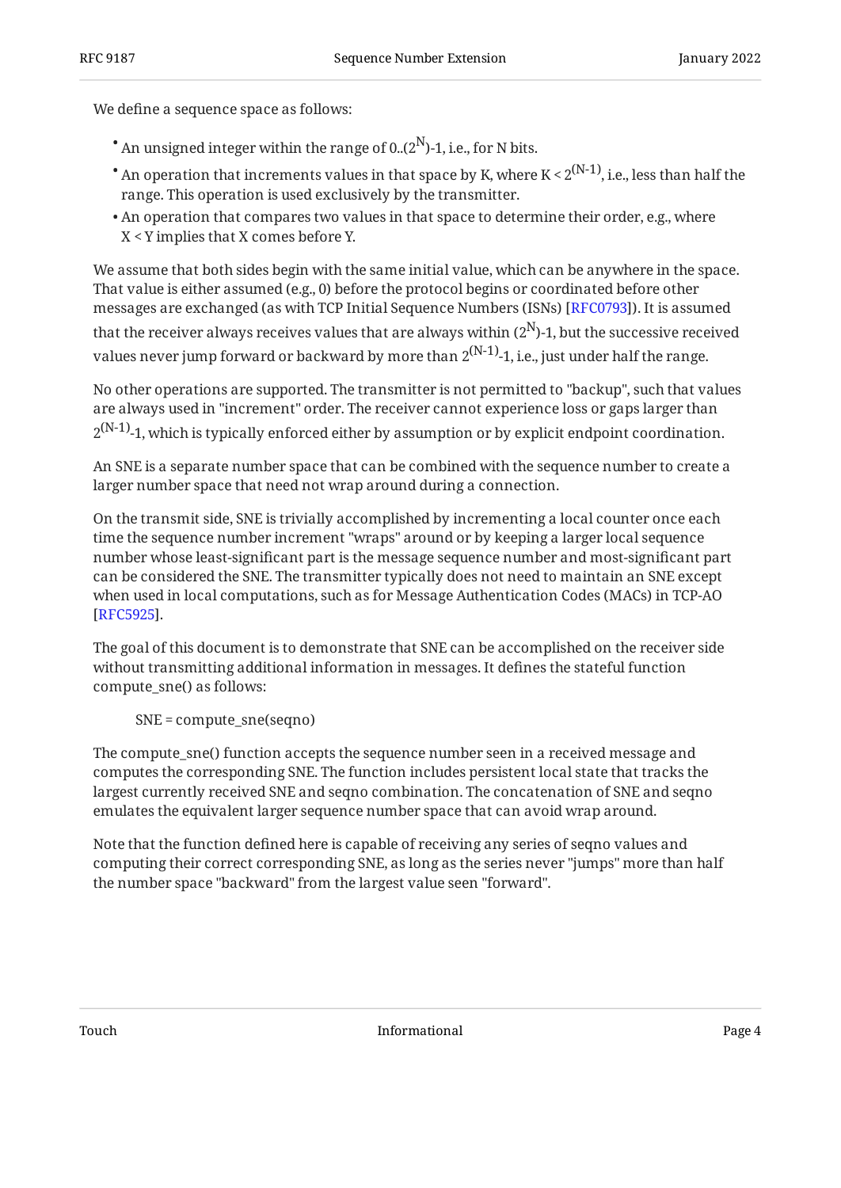We define a sequence space as follows:

- An unsigned integer within the range of 0..($2^N$)-1, i.e., for N bits.
- An operation that increments values in that space by K, where $K < 2^{(N-1)}$, i.e., less than half the range. This operation is used exclusively by the transmitter.
- An operation that compares two values in that space to determine their order, e.g., where X < Y implies that X comes before Y.

We assume that both sides begin with the same initial value, which can be anywhere in the space. That value is either assumed (e.g., 0) before the protocol begins or coordinated before other messages are exchanged (as with TCP Initial Sequence Numbers (ISNs) [RFC0793]). It is assumed that the receiver always receives values that are always within ($2^N$)-1, but the successive received values never jump forward or backward by more than $2^{(N-1)}$-1, i.e., just under half the range.

No other operations are supported. The transmitter is not permitted to "backup", such that values are always used in "increment" order. The receiver cannot experience loss or gaps larger than $2^{(N-1)}$-1, which is typically enforced either by assumption or by explicit endpoint coordination.

An SNE is a separate number space that can be combined with the sequence number to create a larger number space that need not wrap around during a connection.

On the transmit side, SNE is trivially accomplished by incrementing a local counter once each time the sequence number increment "wraps" around or by keeping a larger local sequence number whose least-significant part is the message sequence number and most-significant part can be considered the SNE. The transmitter typically does not need to maintain an SNE except when used in local computations, such as for Message Authentication Codes (MACs) in TCP-AO [RFC5925].

The goal of this document is to demonstrate that SNE can be accomplished on the receiver side without transmitting additional information in messages. It defines the stateful function compute_sne() as follows:

```
SNE = compute_sne(seqno)
```

The compute_sne() function accepts the sequence number seen in a received message and computes the corresponding SNE. The function includes persistent local state that tracks the largest currently received SNE and seqno combination. The concatenation of SNE and seqno emulates the equivalent larger sequence number space that can avoid wrap around.

Note that the function defined here is capable of receiving any series of seqno values and computing their correct corresponding SNE, as long as the series never "jumps" more than half the number space "backward" from the largest value seen "forward".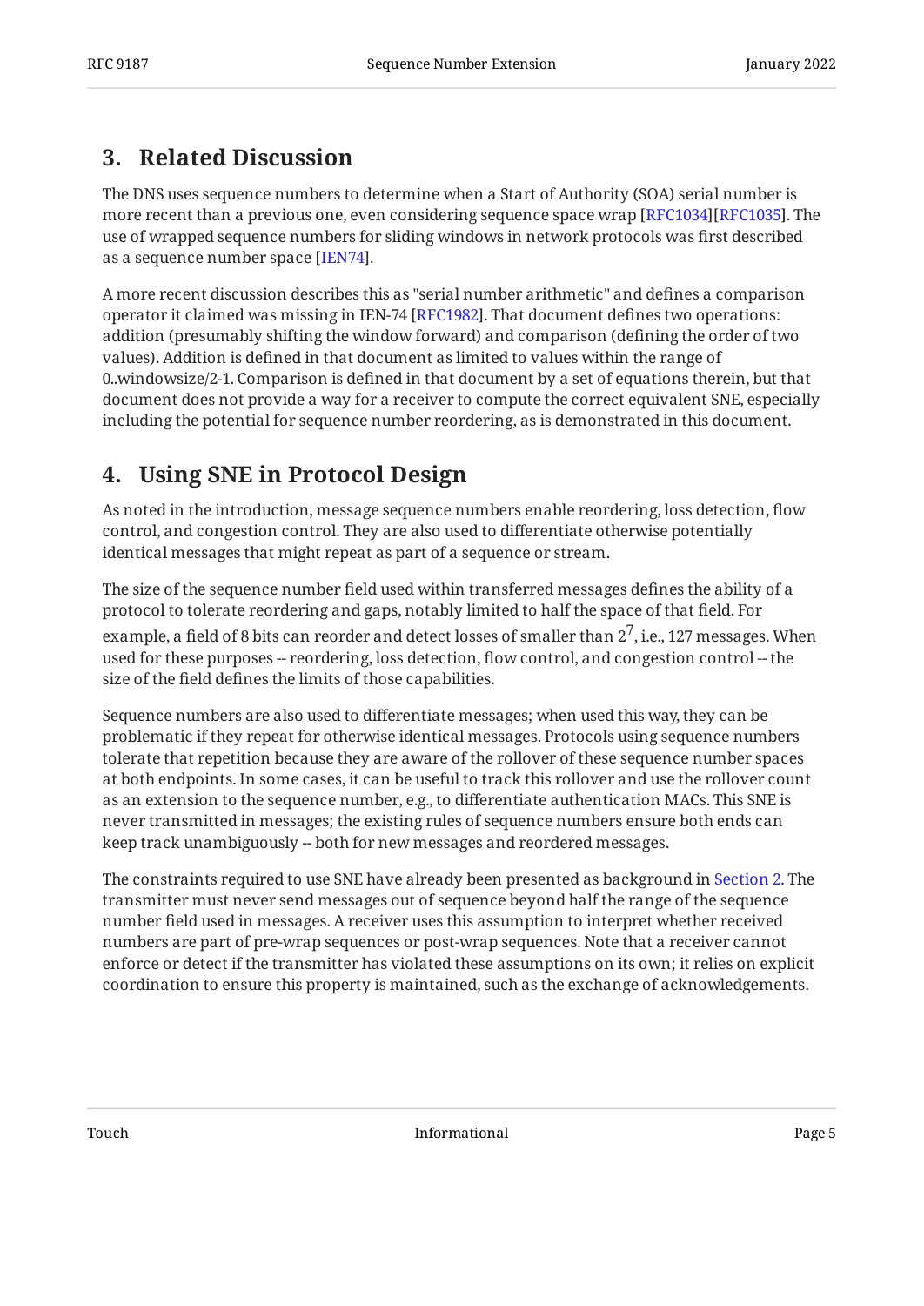## 3. Related Discussion

The DNS uses sequence numbers to determine when a Start of Authority (SOA) serial number is more recent than a previous one, even considering sequence space wrap [RFC1034][RFC1035]. The use of wrapped sequence numbers for sliding windows in network protocols was first described as a sequence number space [IEN74].

A more recent discussion describes this as "serial number arithmetic" and defines a comparison operator it claimed was missing in IEN-74 [RFC1982]. That document defines two operations: addition (presumably shifting the window forward) and comparison (defining the order of two values). Addition is defined in that document as limited to values within the range of 0..windowsize/2-1. Comparison is defined in that document by a set of equations therein, but that document does not provide a way for a receiver to compute the correct equivalent SNE, especially including the potential for sequence number reordering, as is demonstrated in this document.

## 4. Using SNE in Protocol Design

As noted in the introduction, message sequence numbers enable reordering, loss detection, flow control, and congestion control. They are also used to differentiate otherwise potentially identical messages that might repeat as part of a sequence or stream.

The size of the sequence number field used within transferred messages defines the ability of a protocol to tolerate reordering and gaps, notably limited to half the space of that field. For example, a field of 8 bits can reorder and detect losses of smaller than $2^7$, i.e., 127 messages. When used for these purposes -- reordering, loss detection, flow control, and congestion control -- the size of the field defines the limits of those capabilities.

Sequence numbers are also used to differentiate messages; when used this way, they can be problematic if they repeat for otherwise identical messages. Protocols using sequence numbers tolerate that repetition because they are aware of the rollover of these sequence number spaces at both endpoints. In some cases, it can be useful to track this rollover and use the rollover count as an extension to the sequence number, e.g., to differentiate authentication MACs. This SNE is never transmitted in messages; the existing rules of sequence numbers ensure both ends can keep track unambiguously -- both for new messages and reordered messages.

The constraints required to use SNE have already been presented as background in Section 2. The transmitter must never send messages out of sequence beyond half the range of the sequence number field used in messages. A receiver uses this assumption to interpret whether received numbers are part of pre-wrap sequences or post-wrap sequences. Note that a receiver cannot enforce or detect if the transmitter has violated these assumptions on its own; it relies on explicit coordination to ensure this property is maintained, such as the exchange of acknowledgements.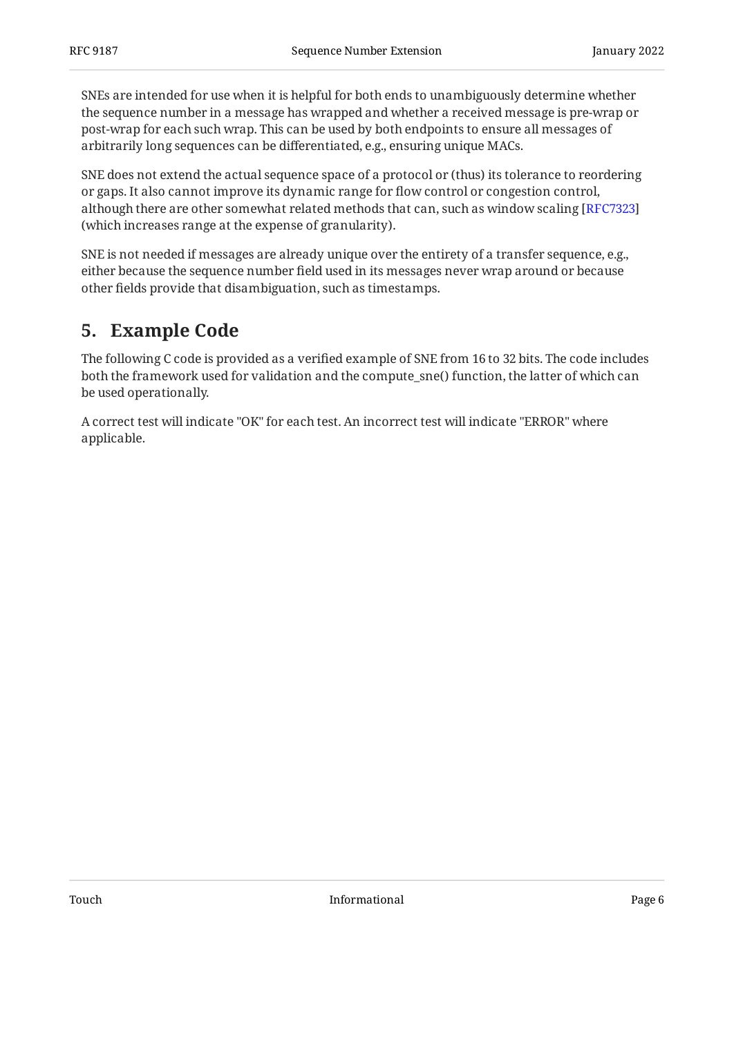SNEs are intended for use when it is helpful for both ends to unambiguously determine whether the sequence number in a message has wrapped and whether a received message is pre-wrap or post-wrap for each such wrap. This can be used by both endpoints to ensure all messages of arbitrarily long sequences can be differentiated, e.g., ensuring unique MACs.

SNE does not extend the actual sequence space of a protocol or (thus) its tolerance to reordering or gaps. It also cannot improve its dynamic range for flow control or congestion control, although there are other somewhat related methods that can, such as window scaling [RFC7323] (which increases range at the expense of granularity).

SNE is not needed if messages are already unique over the entirety of a transfer sequence, e.g., either because the sequence number field used in its messages never wrap around or because other fields provide that disambiguation, such as timestamps.

## 5. Example Code

The following C code is provided as a verified example of SNE from 16 to 32 bits. The code includes both the framework used for validation and the compute_sne() function, the latter of which can be used operationally.

A correct test will indicate "OK" for each test. An incorrect test will indicate "ERROR" where applicable.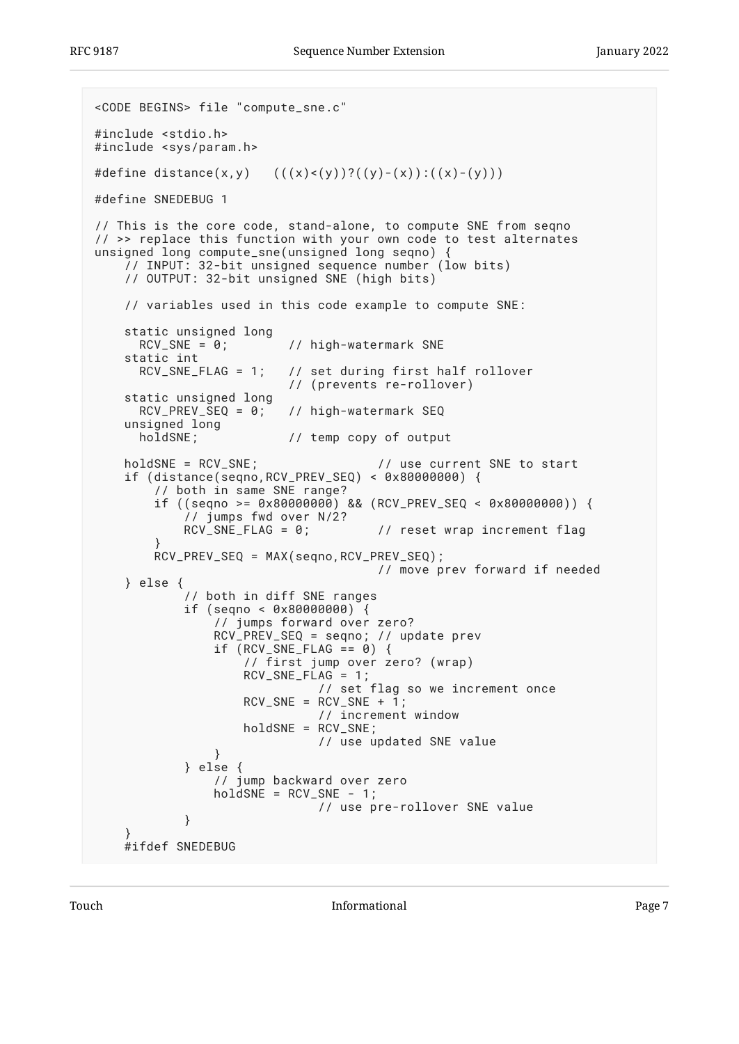```
<CODE BEGINS> file "compute_sne.c"

#include <stdio.h>
#include <sys/param.h>

#define distance(x,y)   (((x)<(y))?((y)-(x)):((x)-(y)))

#define SNEDEBUG 1

// This is the core code, stand-alone, to compute SNE from seqno
// >> replace this function with your own code to test alternates
unsigned long compute_sne(unsigned long seqno) {
    // INPUT: 32-bit unsigned sequence number (low bits)
    // OUTPUT: 32-bit unsigned SNE (high bits)

    // variables used in this code example to compute SNE:

    static unsigned long
      RCV_SNE = 0;        // high-watermark SNE
    static int
      RCV_SNE_FLAG = 1;   // set during first half rollover
                          // (prevents re-rollover)
    static unsigned long
      RCV_PREV_SEQ = 0;   // high-watermark SEQ
    unsigned long
      holdSNE;            // temp copy of output

    holdSNE = RCV_SNE;                // use current SNE to start
    if (distance(seqno,RCV_PREV_SEQ) < 0x80000000) {
        // both in same SNE range?
        if ((seqno >= 0x80000000) && (RCV_PREV_SEQ < 0x80000000)) {
            // jumps fwd over N/2?
            RCV_SNE_FLAG = 0;         // reset wrap increment flag
        }
        RCV_PREV_SEQ = MAX(seqno,RCV_PREV_SEQ);
                                      // move prev forward if needed
    } else {
            // both in diff SNE ranges
            if (seqno < 0x80000000) {
                // jumps forward over zero?
                RCV_PREV_SEQ = seqno; // update prev
                if (RCV_SNE_FLAG == 0) {
                    // first jump over zero? (wrap)
                    RCV_SNE_FLAG = 1;
                              // set flag so we increment once
                    RCV_SNE = RCV_SNE + 1;
                              // increment window
                    holdSNE = RCV_SNE;
                              // use updated SNE value
                }
            } else {
                // jump backward over zero
                holdSNE = RCV_SNE - 1;
                              // use pre-rollover SNE value
            }
    }
    #ifdef SNEDEBUG
```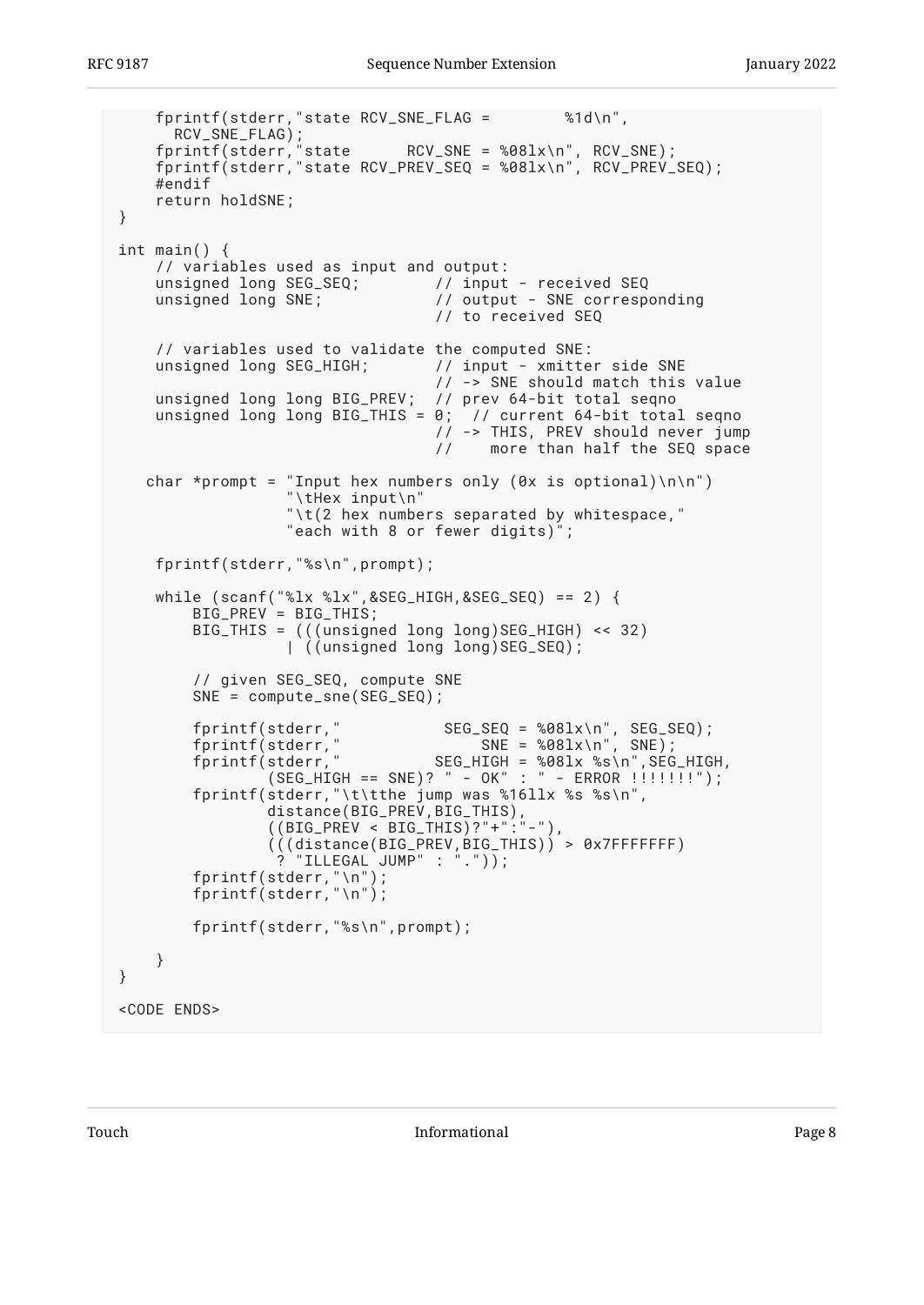```
    fprintf(stderr,"state RCV_SNE_FLAG =        %1d\n",
      RCV_SNE_FLAG);
    fprintf(stderr,"state      RCV_SNE = %08lx\n", RCV_SNE);
    fprintf(stderr,"state RCV_PREV_SEQ = %08lx\n", RCV_PREV_SEQ);
    #endif
    return holdSNE;
}

int main() {
    // variables used as input and output:
    unsigned long SEG_SEQ;        // input - received SEQ
    unsigned long SNE;            // output - SNE corresponding
                                  // to received SEQ

    // variables used to validate the computed SNE:
    unsigned long SEG_HIGH;       // input - xmitter side SNE
                                  // -> SNE should match this value
    unsigned long long BIG_PREV;  // prev 64-bit total seqno
    unsigned long long BIG_THIS = 0;  // current 64-bit total seqno
                                  // -> THIS, PREV should never jump
                                  //    more than half the SEQ space

   char *prompt = "Input hex numbers only (0x is optional)\n\n")
                  "\tHex input\n"
                  "\t(2 hex numbers separated by whitespace,"
                  "each with 8 or fewer digits)";

    fprintf(stderr,"%s\n",prompt);

    while (scanf("%lx %lx",&SEG_HIGH,&SEG_SEQ) == 2) {
        BIG_PREV = BIG_THIS;
        BIG_THIS = (((unsigned long long)SEG_HIGH) << 32)
                 | ((unsigned long long)SEG_SEQ);

        // given SEG_SEQ, compute SNE
        SNE = compute_sne(SEG_SEQ);

        fprintf(stderr,"           SEG_SEQ = %08lx\n", SEG_SEQ);
        fprintf(stderr,"               SNE = %08lx\n", SNE);
        fprintf(stderr,"          SEG_HIGH = %08lx %s\n",SEG_HIGH,
                (SEG_HIGH == SNE)? " - OK" : " - ERROR !!!!!!!");
        fprintf(stderr,"\t\tthe jump was %16llx %s %s\n",
                distance(BIG_PREV,BIG_THIS),
                ((BIG_PREV < BIG_THIS)?"+":"-"),
                (((distance(BIG_PREV,BIG_THIS)) > 0x7FFFFFFF)
                 ? "ILLEGAL JUMP" : "."));
        fprintf(stderr,"\n");
        fprintf(stderr,"\n");

        fprintf(stderr,"%s\n",prompt);

    }
}

<CODE ENDS>
```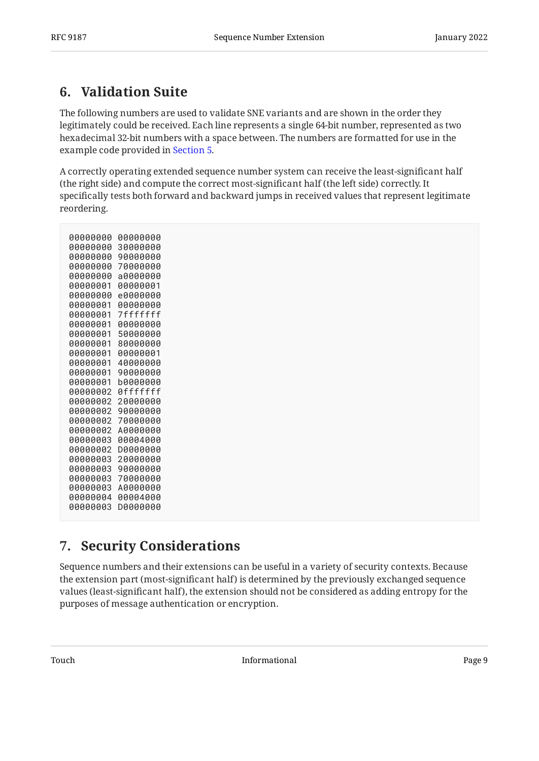## 6. Validation Suite

The following numbers are used to validate SNE variants and are shown in the order they legitimately could be received. Each line represents a single 64-bit number, represented as two hexadecimal 32-bit numbers with a space between. The numbers are formatted for use in the example code provided in Section 5.

A correctly operating extended sequence number system can receive the least-significant half (the right side) and compute the correct most-significant half (the left side) correctly. It specifically tests both forward and backward jumps in received values that represent legitimate reordering.

```
00000000 00000000
00000000 30000000
00000000 90000000
00000000 70000000
00000000 a0000000
00000001 00000001
00000000 e0000000
00000001 00000000
00000001 7fffffff
00000001 00000000
00000001 50000000
00000001 80000000
00000001 00000001
00000001 40000000
00000001 90000000
00000001 b0000000
00000002 0fffffff
00000002 20000000
00000002 90000000
00000002 70000000
00000002 A0000000
00000003 00004000
00000002 D0000000
00000003 20000000
00000003 90000000
00000003 70000000
00000003 A0000000
00000004 00004000
00000003 D0000000
```

## 7. Security Considerations

Sequence numbers and their extensions can be useful in a variety of security contexts. Because the extension part (most-significant half) is determined by the previously exchanged sequence values (least-significant half), the extension should not be considered as adding entropy for the purposes of message authentication or encryption.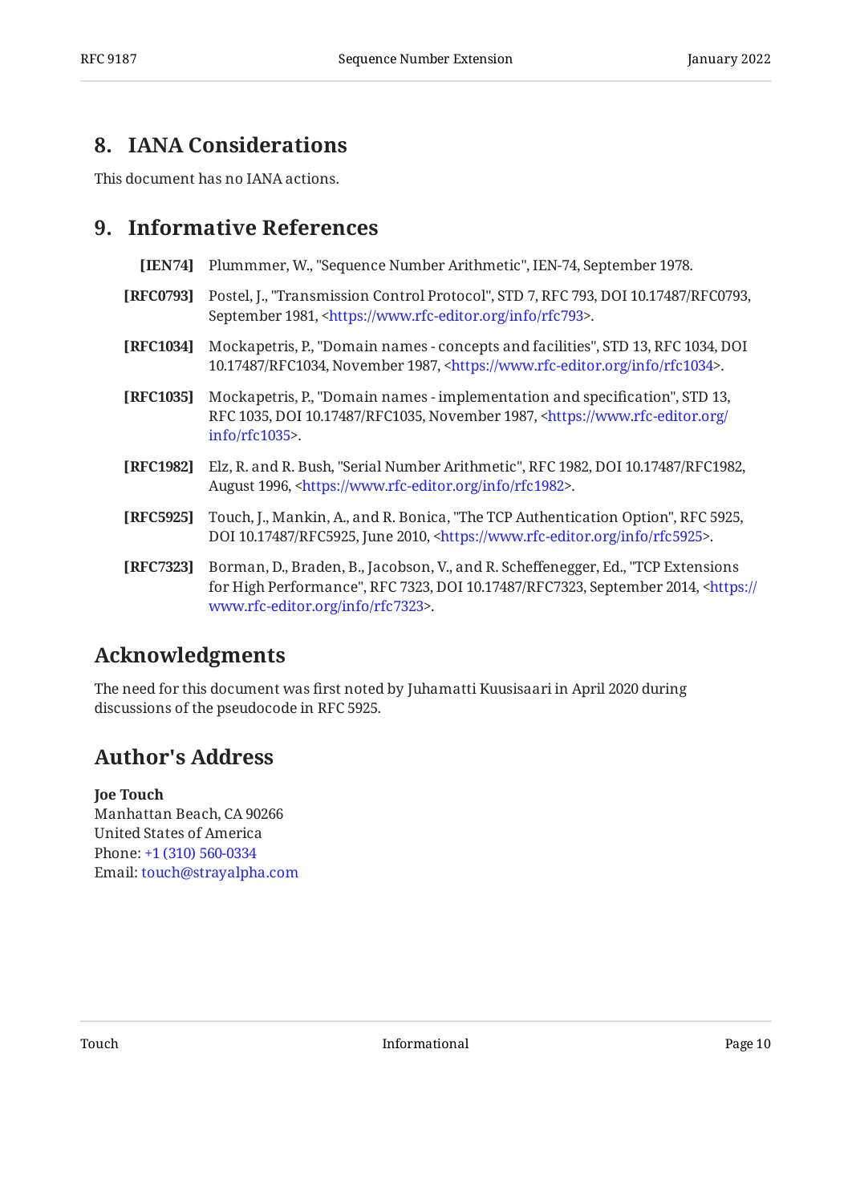## 8. IANA Considerations

This document has no IANA actions.

## 9. Informative References

**[IEN74]** Plummmer, W., "Sequence Number Arithmetic", IEN-74, September 1978.

**[RFC0793]** Postel, J., "Transmission Control Protocol", STD 7, RFC 793, DOI 10.17487/RFC0793, September 1981, <https://www.rfc-editor.org/info/rfc793>.

**[RFC1034]** Mockapetris, P., "Domain names - concepts and facilities", STD 13, RFC 1034, DOI 10.17487/RFC1034, November 1987, <https://www.rfc-editor.org/info/rfc1034>.

**[RFC1035]** Mockapetris, P., "Domain names - implementation and specification", STD 13, RFC 1035, DOI 10.17487/RFC1035, November 1987, <https://www.rfc-editor.org/info/rfc1035>.

**[RFC1982]** Elz, R. and R. Bush, "Serial Number Arithmetic", RFC 1982, DOI 10.17487/RFC1982, August 1996, <https://www.rfc-editor.org/info/rfc1982>.

**[RFC5925]** Touch, J., Mankin, A., and R. Bonica, "The TCP Authentication Option", RFC 5925, DOI 10.17487/RFC5925, June 2010, <https://www.rfc-editor.org/info/rfc5925>.

**[RFC7323]** Borman, D., Braden, B., Jacobson, V., and R. Scheffenegger, Ed., "TCP Extensions for High Performance", RFC 7323, DOI 10.17487/RFC7323, September 2014, <https://www.rfc-editor.org/info/rfc7323>.

## Acknowledgments

The need for this document was first noted by Juhamatti Kuusisaari in April 2020 during discussions of the pseudocode in RFC 5925.

## Author's Address

**Joe Touch**
Manhattan Beach, CA 90266
United States of America
Phone: +1 (310) 560-0334
Email: touch@strayalpha.com